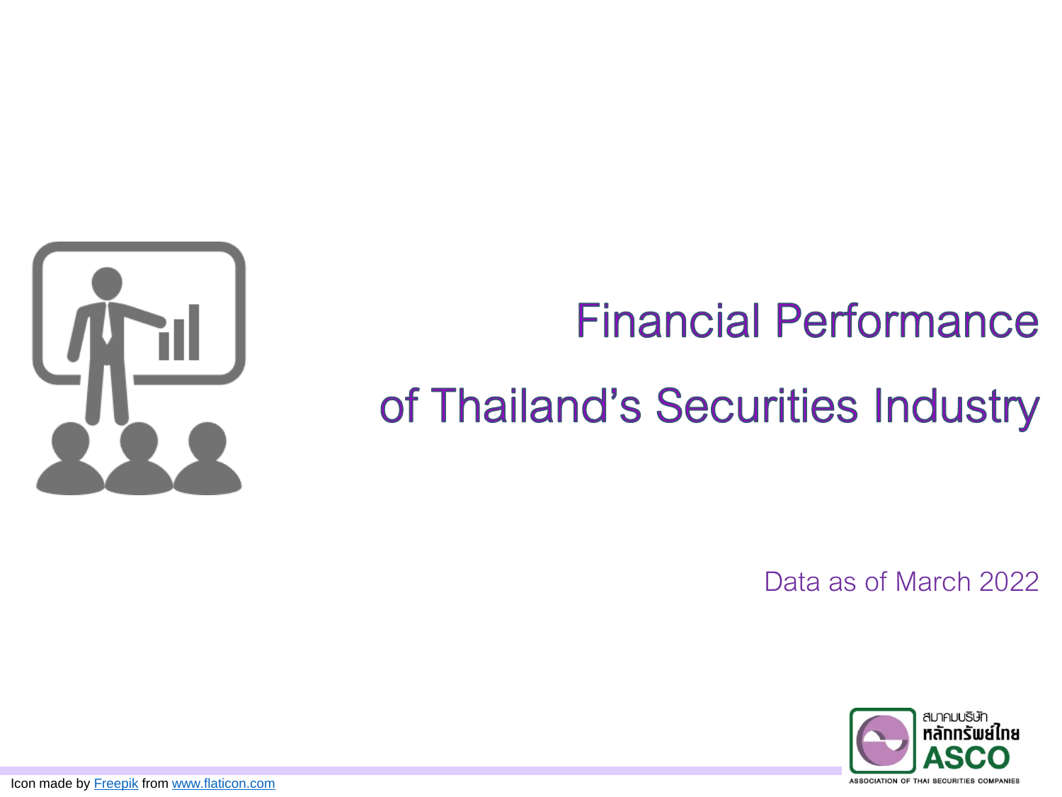# Financial Performance of Thailand's Securities Industry

Data as of March 2022

Icon made by Freepik from www.flaticon.com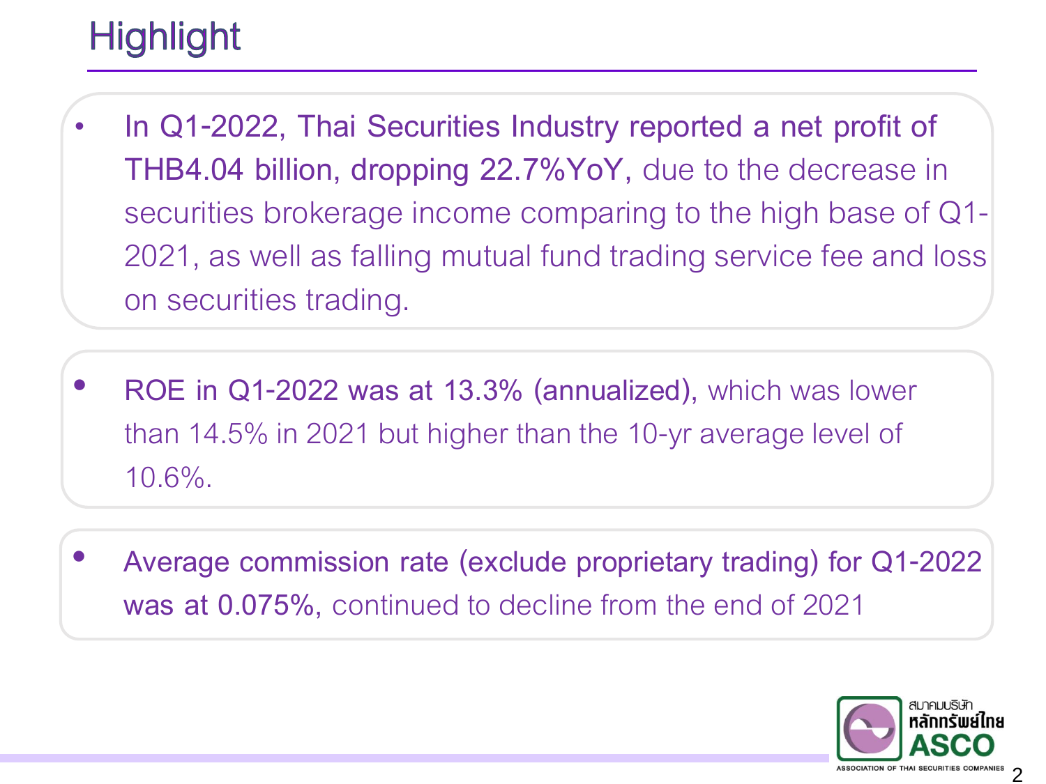# Highlight

- **In Q1-2022, Thai Securities Industry reported a net profit of THB4.04 billion, dropping 22.7%YoY,** due to the decrease in securities brokerage income comparing to the high base of Q1-2021, as well as falling mutual fund trading service fee and loss on securities trading.

- **ROE in Q1-2022 was at 13.3% (annualized),** which was lower than 14.5% in 2021 but higher than the 10-yr average level of 10.6%.

- **Average commission rate (exclude proprietary trading) for Q1-2022 was at 0.075%,** continued to decline from the end of 2021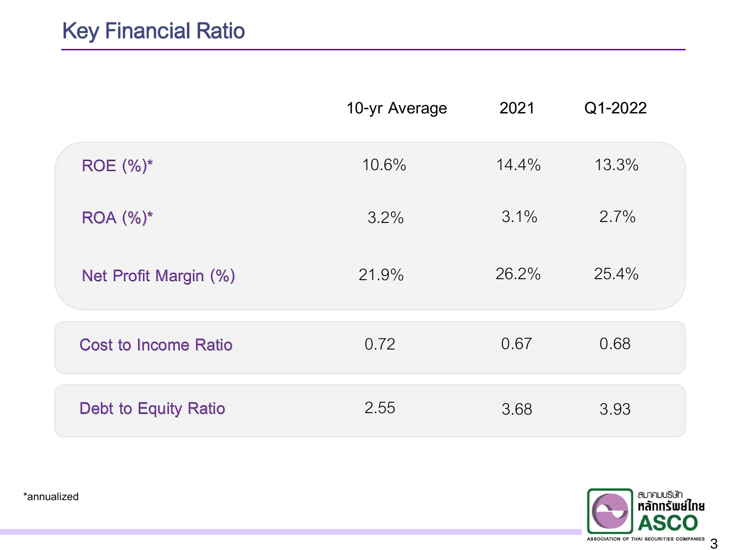# Key Financial Ratio

| | 10-yr Average | 2021 | Q1-2022 |
|---|---|---|---|
| ROE (%)* | 10.6% | 14.4% | 13.3% |
| ROA (%)* | 3.2% | 3.1% | 2.7% |
| Net Profit Margin (%) | 21.9% | 26.2% | 25.4% |
| Cost to Income Ratio | 0.72 | 0.67 | 0.68 |
| Debt to Equity Ratio | 2.55 | 3.68 | 3.93 |

*annualized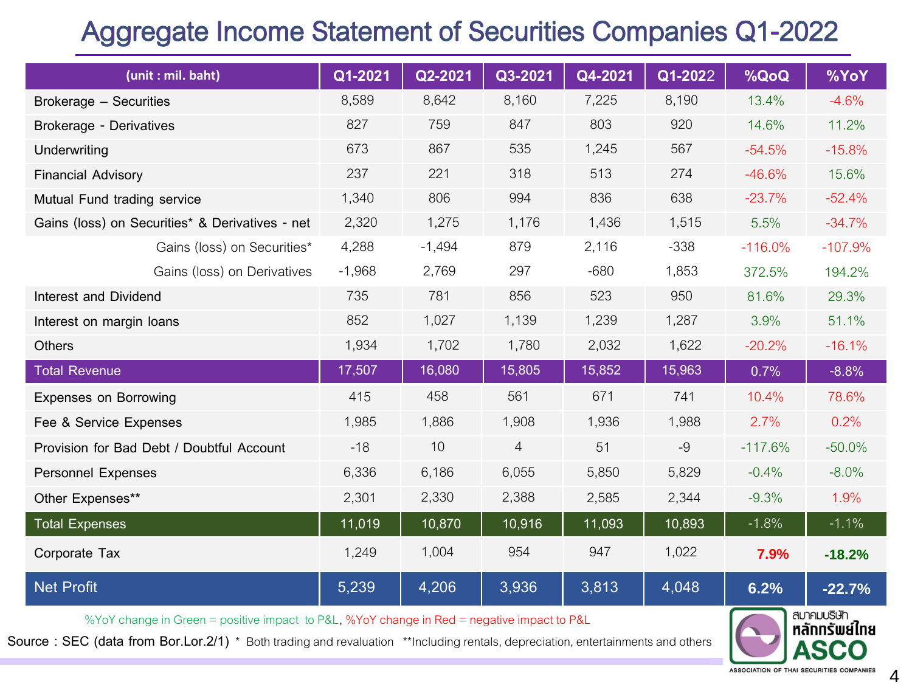# Aggregate Income Statement of Securities Companies Q1-2022

| (unit : mil. baht) | Q1-2021 | Q2-2021 | Q3-2021 | Q4-2021 | Q1-2022 | %QoQ | %YoY |
|---|---|---|---|---|---|---|---|
| Brokerage – Securities | 8,589 | 8,642 | 8,160 | 7,225 | 8,190 | 13.4% | -4.6% |
| Brokerage - Derivatives | 827 | 759 | 847 | 803 | 920 | 14.6% | 11.2% |
| Underwriting | 673 | 867 | 535 | 1,245 | 567 | -54.5% | -15.8% |
| Financial Advisory | 237 | 221 | 318 | 513 | 274 | -46.6% | 15.6% |
| Mutual Fund trading service | 1,340 | 806 | 994 | 836 | 638 | -23.7% | -52.4% |
| Gains (loss) on Securities* & Derivatives - net | 2,320 | 1,275 | 1,176 | 1,436 | 1,515 | 5.5% | -34.7% |
| Gains (loss) on Securities* | 4,288 | -1,494 | 879 | 2,116 | -338 | -116.0% | -107.9% |
| Gains (loss) on Derivatives | -1,968 | 2,769 | 297 | -680 | 1,853 | 372.5% | 194.2% |
| Interest and Dividend | 735 | 781 | 856 | 523 | 950 | 81.6% | 29.3% |
| Interest on margin loans | 852 | 1,027 | 1,139 | 1,239 | 1,287 | 3.9% | 51.1% |
| Others | 1,934 | 1,702 | 1,780 | 2,032 | 1,622 | -20.2% | -16.1% |
| **Total Revenue** | **17,507** | **16,080** | **15,805** | **15,852** | **15,963** | **0.7%** | **-8.8%** |
| Expenses on Borrowing | 415 | 458 | 561 | 671 | 741 | 10.4% | 78.6% |
| Fee & Service Expenses | 1,985 | 1,886 | 1,908 | 1,936 | 1,988 | 2.7% | 0.2% |
| Provision for Bad Debt / Doubtful Account | -18 | 10 | 4 | 51 | -9 | -117.6% | -50.0% |
| Personnel Expenses | 6,336 | 6,186 | 6,055 | 5,850 | 5,829 | -0.4% | -8.0% |
| Other Expenses** | 2,301 | 2,330 | 2,388 | 2,585 | 2,344 | -9.3% | 1.9% |
| **Total Expenses** | **11,019** | **10,870** | **10,916** | **11,093** | **10,893** | **-1.8%** | **-1.1%** |
| Corporate Tax | 1,249 | 1,004 | 954 | 947 | 1,022 | **7.9%** | **-18.2%** |
| **Net Profit** | **5,239** | **4,206** | **3,936** | **3,813** | **4,048** | **6.2%** | **-22.7%** |

%YoY change in Green = positive impact to P&L, %YoY change in Red = negative impact to P&L

Source : SEC (data from Bor.Lor.2/1) * Both trading and revaluation **Including rentals, depreciation, entertainments and others

สมาคมบริษัทหลักทรัพย์ไทย ASCO ASSOCIATION OF THAI SECURITIES COMPANIES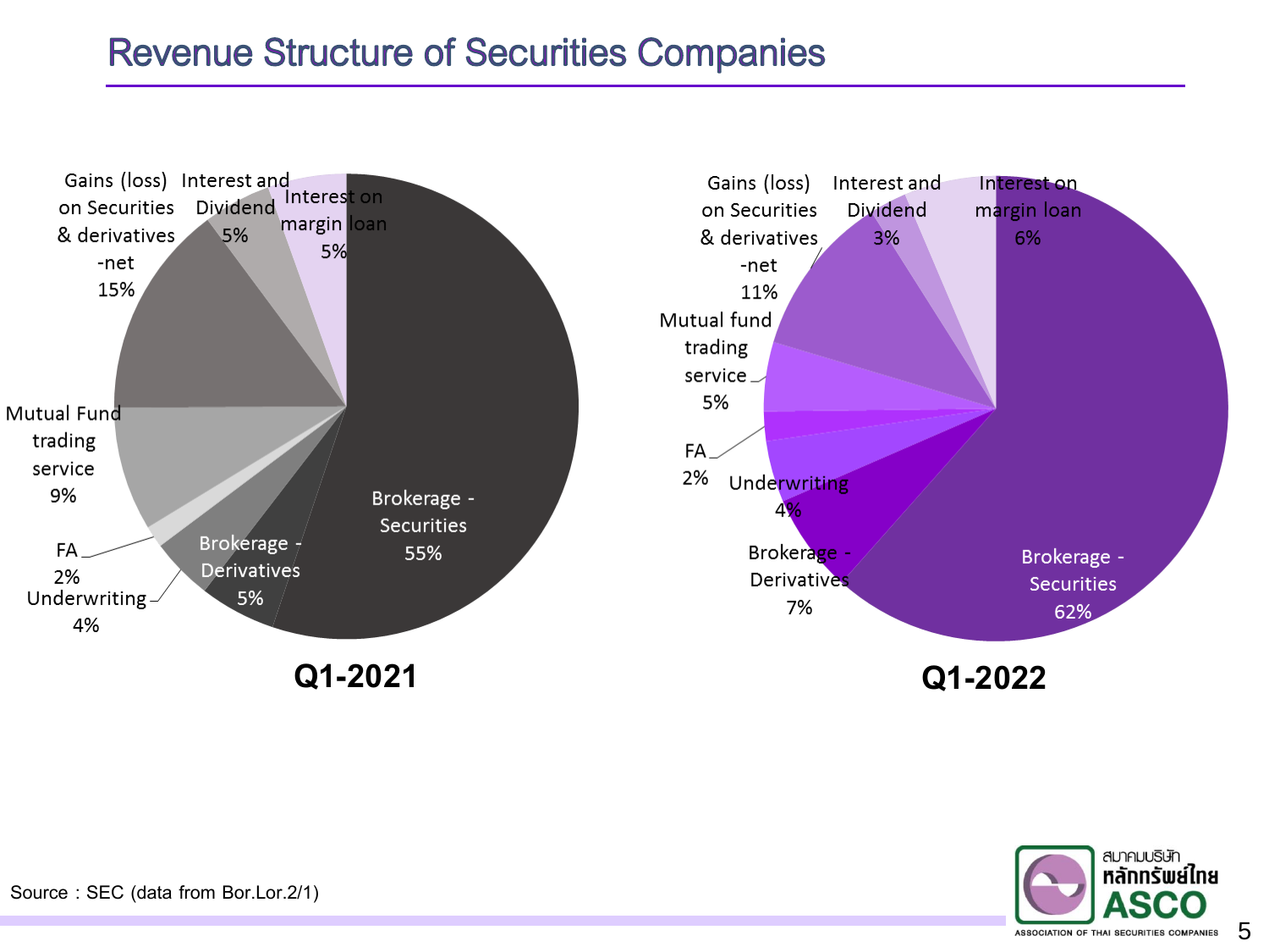# Revenue Structure of Securities Companies

**Q1-2021**

| Revenue item | Share |
| --- | --- |
| Brokerage - Securities | 55% |
| Brokerage - Derivatives | 5% |
| Underwriting | 4% |
| FA | 2% |
| Mutual Fund trading service | 9% |
| Gains (loss) on Securities & derivatives -net | 15% |
| Interest and Dividend | 5% |
| Interest on margin loan | 5% |

**Q1-2022**

| Revenue item | Share |
| --- | --- |
| Brokerage - Securities | 62% |
| Brokerage - Derivatives | 7% |
| Underwriting | 4% |
| FA | 2% |
| Mutual fund trading service | 5% |
| Gains (loss) on Securities & derivatives -net | 11% |
| Interest and Dividend | 3% |
| Interest on margin loan | 6% |

Source : SEC (data from Bor.Lor.2/1)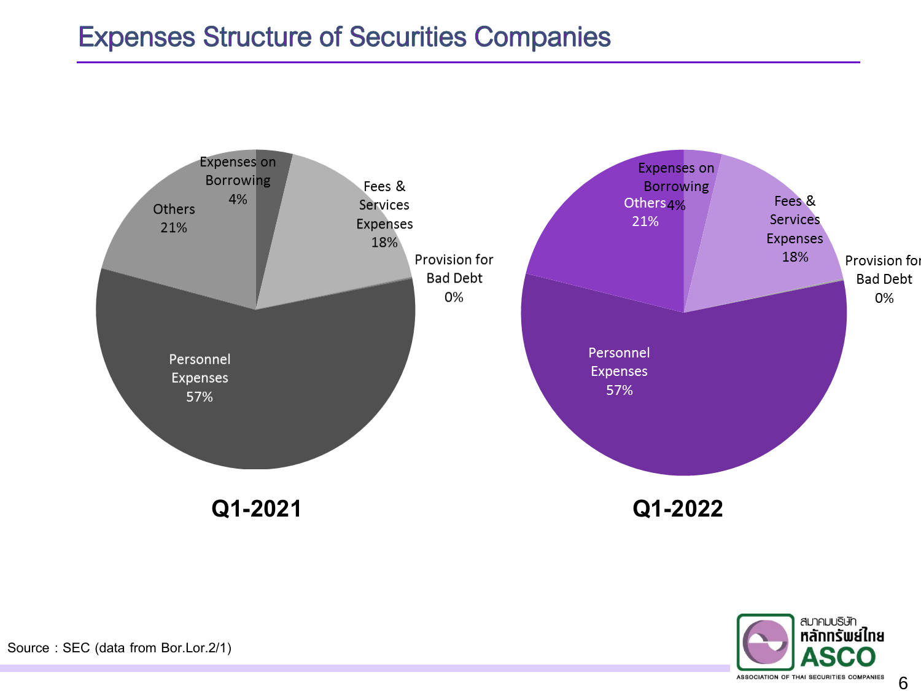# Expenses Structure of Securities Companies

**Q1-2021**

| Category | Share |
|---|---|
| Expenses on Borrowing | 4% |
| Fees & Services Expenses | 18% |
| Provision for Bad Debt | 0% |
| Personnel Expenses | 57% |
| Others | 21% |

**Q1-2022**

| Category | Share |
|---|---|
| Expenses on Borrowing | 4% |
| Fees & Services Expenses | 18% |
| Provision for Bad Debt | 0% |
| Personnel Expenses | 57% |
| Others | 21% |

Source : SEC (data from Bor.Lor.2/1)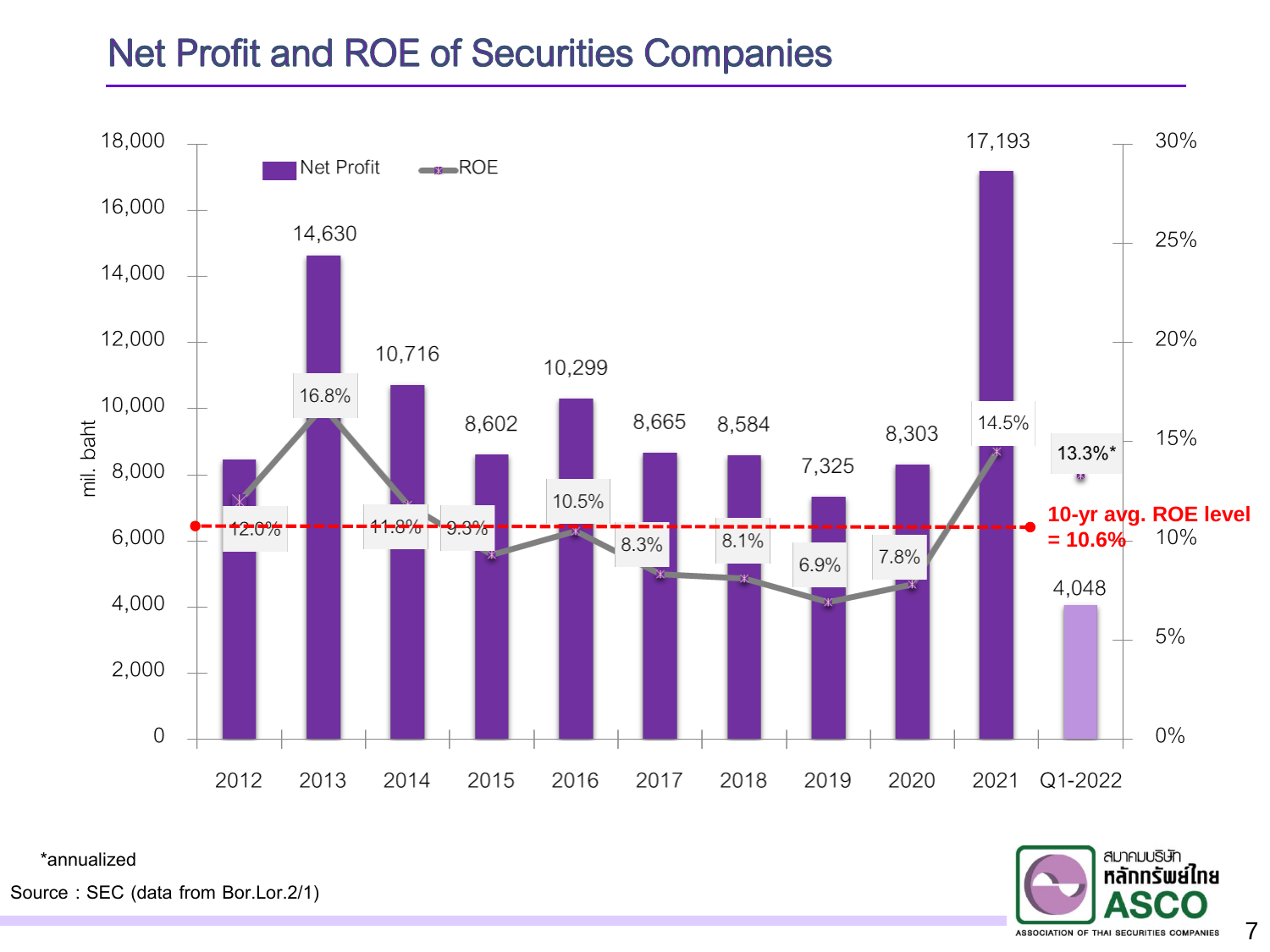# Net Profit and ROE of Securities Companies

| Year | Net Profit (mil. baht) | ROE |
|---|---|---|
| 2012 | | 12.0% |
| 2013 | 14,630 | 16.8% |
| 2014 | 10,716 | 11.8% |
| 2015 | 8,602 | 9.3% |
| 2016 | 10,299 | 10.5% |
| 2017 | 8,665 | 8.3% |
| 2018 | 8,584 | 8.1% |
| 2019 | 7,325 | 6.9% |
| 2020 | 8,303 | 7.8% |
| 2021 | 17,193 | 14.5% |
| Q1-2022 | 4,048 | 13.3%* |

10-yr avg. ROE level = 10.6%

*annualized

Source : SEC (data from Bor.Lor.2/1)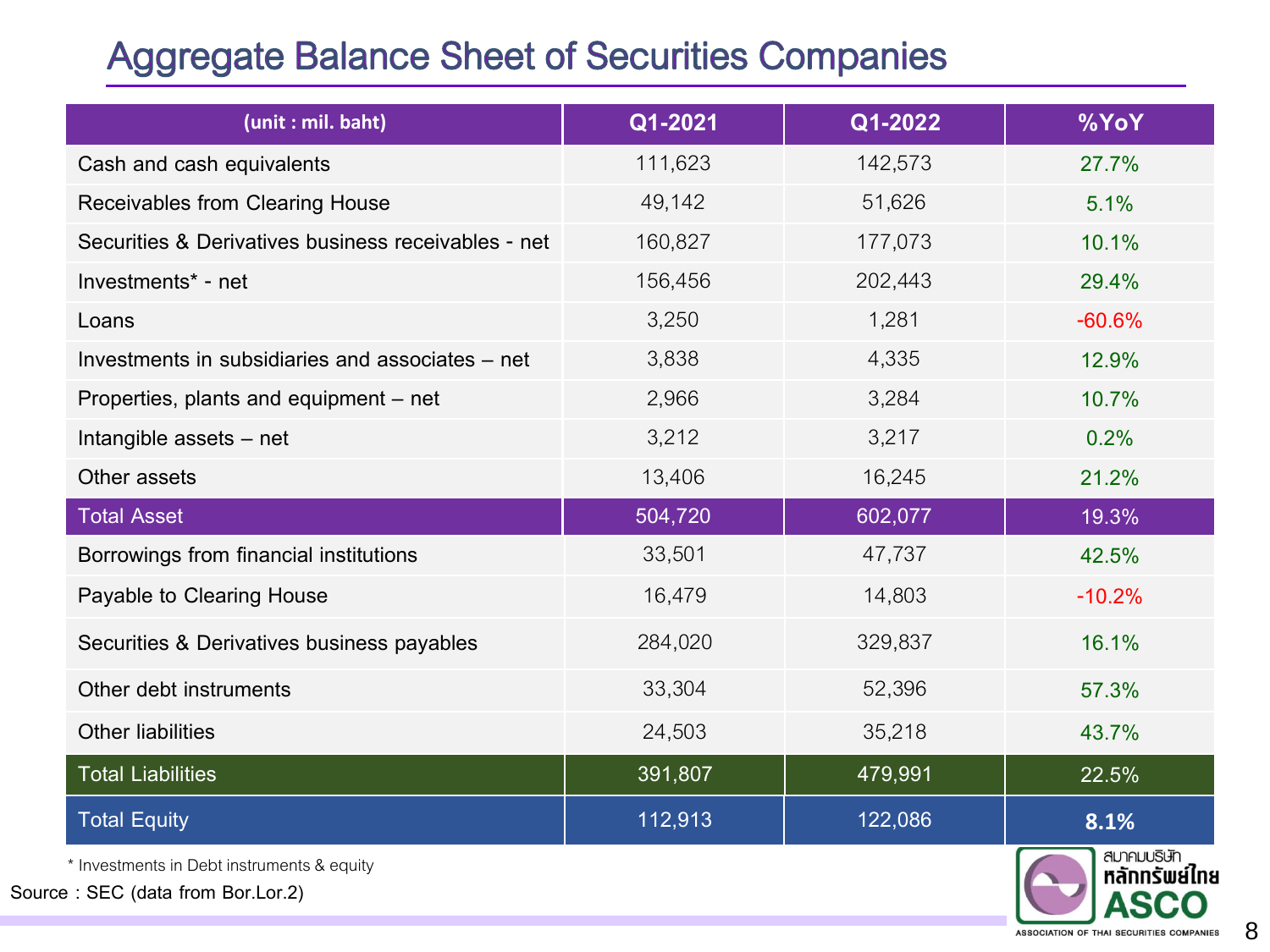# Aggregate Balance Sheet of Securities Companies

| (unit : mil. baht) | Q1-2021 | Q1-2022 | %YoY |
|---|---|---|---|
| Cash and cash equivalents | 111,623 | 142,573 | 27.7% |
| Receivables from Clearing House | 49,142 | 51,626 | 5.1% |
| Securities & Derivatives business receivables - net | 160,827 | 177,073 | 10.1% |
| Investments* - net | 156,456 | 202,443 | 29.4% |
| Loans | 3,250 | 1,281 | -60.6% |
| Investments in subsidiaries and associates – net | 3,838 | 4,335 | 12.9% |
| Properties, plants and equipment – net | 2,966 | 3,284 | 10.7% |
| Intangible assets – net | 3,212 | 3,217 | 0.2% |
| Other assets | 13,406 | 16,245 | 21.2% |
| Total Asset | 504,720 | 602,077 | 19.3% |
| Borrowings from financial institutions | 33,501 | 47,737 | 42.5% |
| Payable to Clearing House | 16,479 | 14,803 | -10.2% |
| Securities & Derivatives business payables | 284,020 | 329,837 | 16.1% |
| Other debt instruments | 33,304 | 52,396 | 57.3% |
| Other liabilities | 24,503 | 35,218 | 43.7% |
| Total Liabilities | 391,807 | 479,991 | 22.5% |
| Total Equity | 112,913 | 122,086 | **8.1%** |

* Investments in Debt instruments & equity

Source : SEC (data from Bor.Lor.2)

สมาคมบริษัทหลักทรัพย์ไทย ASCO ASSOCIATION OF THAI SECURITIES COMPANIES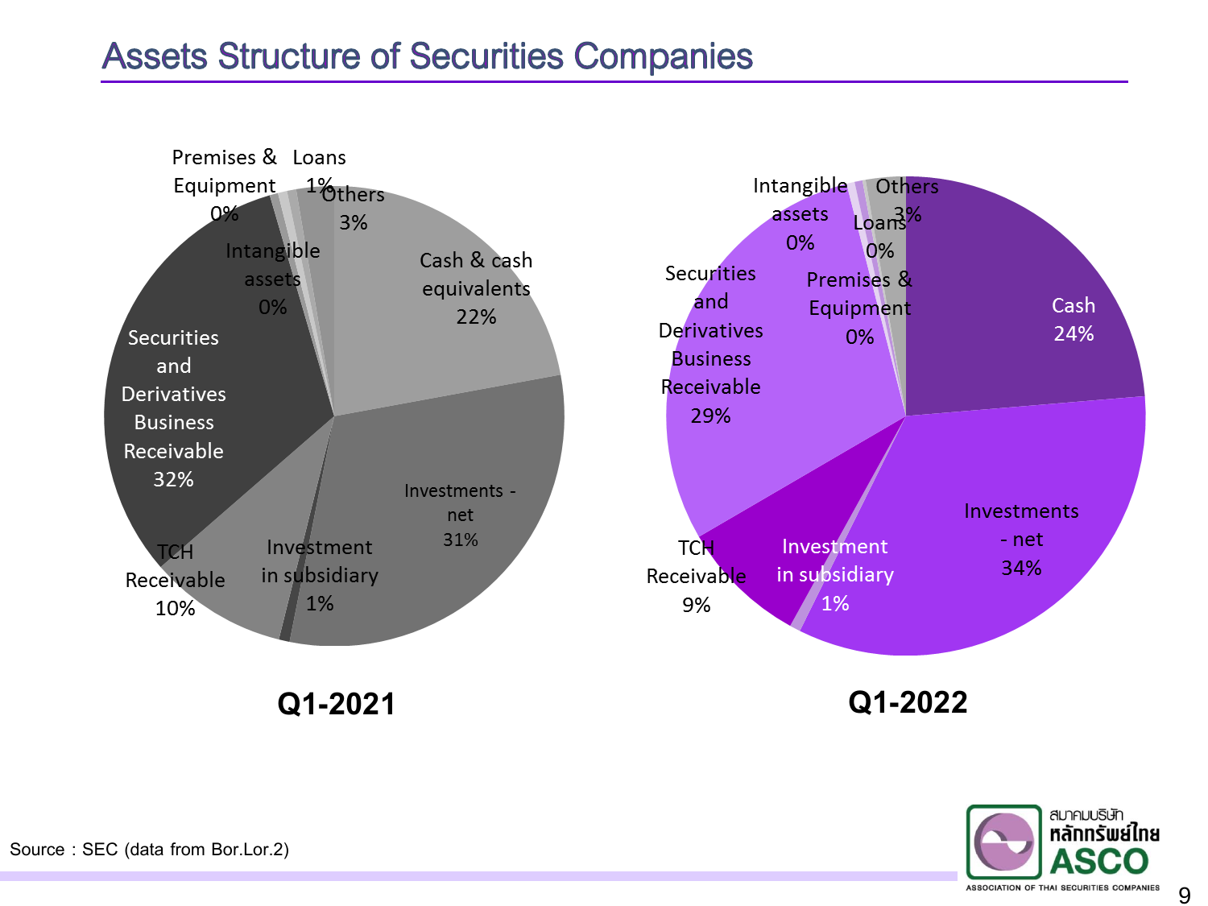# Assets Structure of Securities Companies

**Q1-2021**

| Item | Share |
|---|---|
| Cash & cash equivalents | 22% |
| Investments - net | 31% |
| Investment in subsidiary | 1% |
| TCH Receivable | 10% |
| Securities and Derivatives Business Receivable | 32% |
| Intangible assets | 0% |
| Premises & Equipment | 0% |
| Loans | 1% |
| Others | 3% |

**Q1-2022**

| Item | Share |
|---|---|
| Cash | 24% |
| Investments - net | 34% |
| Investment in subsidiary | 1% |
| TCH Receivable | 9% |
| Securities and Derivatives Business Receivable | 29% |
| Intangible assets | 0% |
| Loans | 0% |
| Premises & Equipment | 0% |
| Others | 3% |

Source : SEC (data from Bor.Lor.2)

สมาคมบริษัทหลักทรัพย์ไทย ASCO ASSOCIATION OF THAI SECURITIES COMPANIES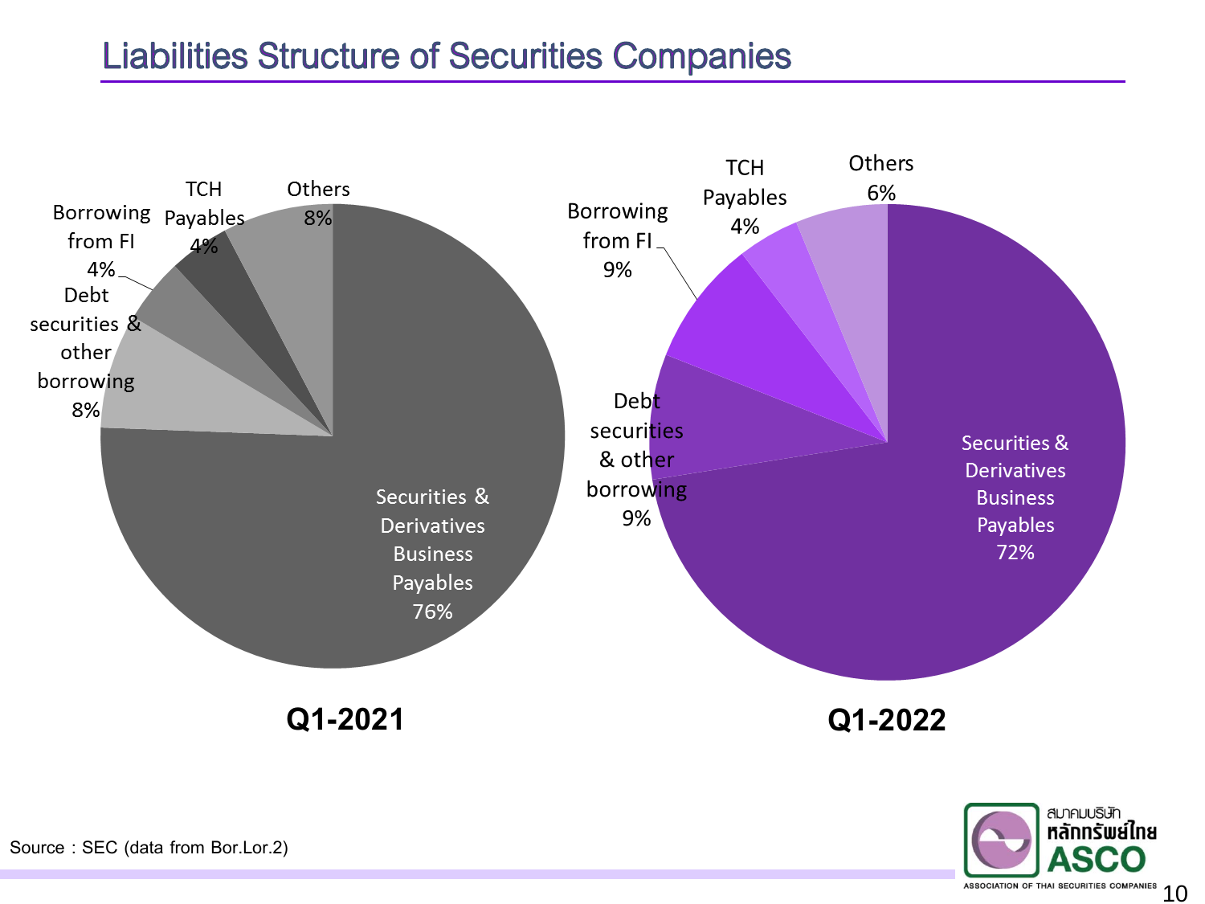# Liabilities Structure of Securities Companies

| Category | Q1-2021 | Q1-2022 |
| --- | --- | --- |
| Securities & Derivatives Business Payables | 76% | 72% |
| Debt securities & other borrowing | 8% | 9% |
| Borrowing from FI | 4% | 9% |
| TCH Payables | 4% | 4% |
| Others | 8% | 6% |

Source : SEC (data from Bor.Lor.2)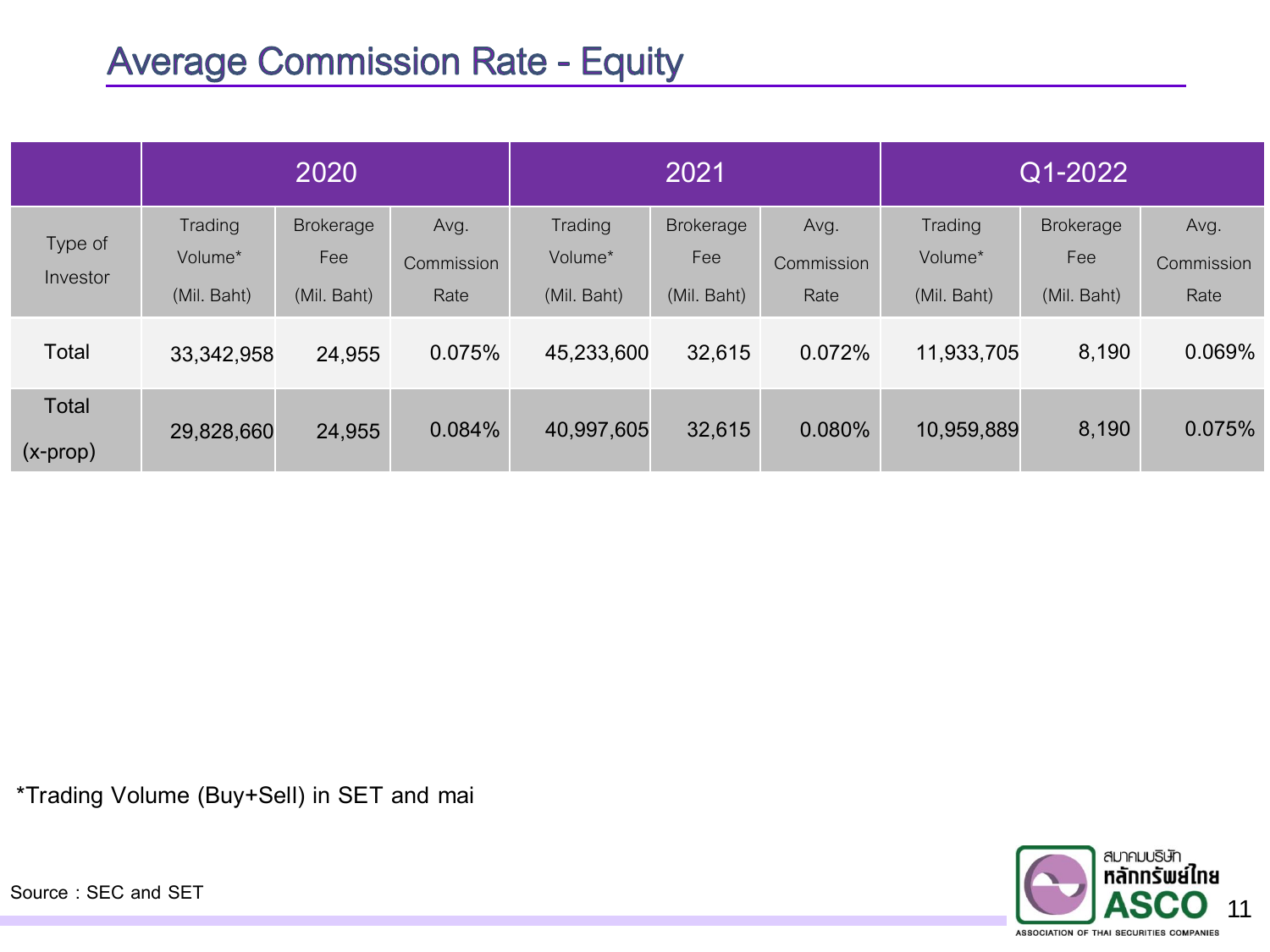# Average Commission Rate - Equity

| Type of Investor | 2020 | | | 2021 | | | Q1-2022 | | |
|---|---|---|---|---|---|---|---|---|---|
| | Trading Volume* (Mil. Baht) | Brokerage Fee (Mil. Baht) | Avg. Commission Rate | Trading Volume* (Mil. Baht) | Brokerage Fee (Mil. Baht) | Avg. Commission Rate | Trading Volume* (Mil. Baht) | Brokerage Fee (Mil. Baht) | Avg. Commission Rate |
| Total | 33,342,958 | 24,955 | 0.075% | 45,233,600 | 32,615 | 0.072% | 11,933,705 | 8,190 | 0.069% |
| Total (x-prop) | 29,828,660 | 24,955 | 0.084% | 40,997,605 | 32,615 | 0.080% | 10,959,889 | 8,190 | 0.075% |

*Trading Volume (Buy+Sell) in SET and mai

Source : SEC and SET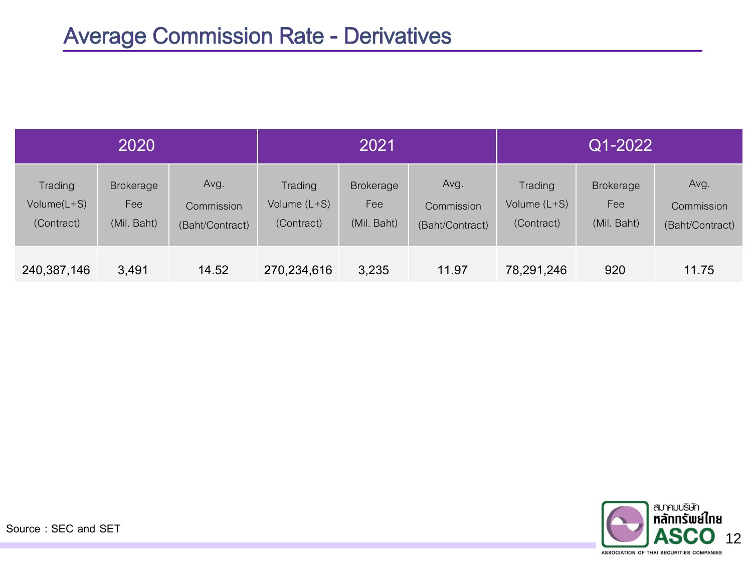# Average Commission Rate - Derivatives

| 2020 | | | 2021 | | | Q1-2022 | | |
|---|---|---|---|---|---|---|---|---|
| Trading Volume(L+S) (Contract) | Brokerage Fee (Mil. Baht) | Avg. Commission (Baht/Contract) | Trading Volume (L+S) (Contract) | Brokerage Fee (Mil. Baht) | Avg. Commission (Baht/Contract) | Trading Volume (L+S) (Contract) | Brokerage Fee (Mil. Baht) | Avg. Commission (Baht/Contract) |
| 240,387,146 | 3,491 | 14.52 | 270,234,616 | 3,235 | 11.97 | 78,291,246 | 920 | 11.75 |

Source : SEC and SET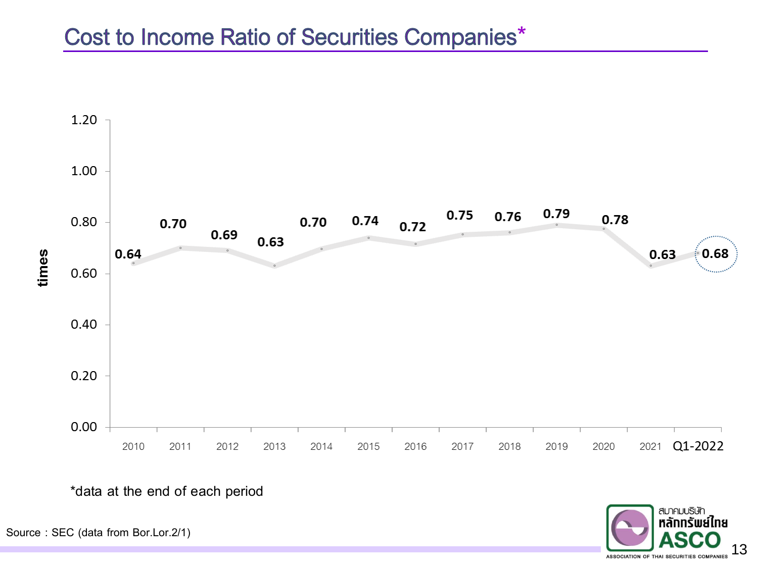# Cost to Income Ratio of Securities Companies*

| Period | Cost to Income Ratio (times) |
|---|---|
| 2010 | 0.64 |
| 2011 | 0.70 |
| 2012 | 0.69 |
| 2013 | 0.63 |
| 2014 | 0.70 |
| 2015 | 0.74 |
| 2016 | 0.72 |
| 2017 | 0.75 |
| 2018 | 0.76 |
| 2019 | 0.79 |
| 2020 | 0.78 |
| 2021 | 0.63 |
| Q1-2022 | 0.68 |

*data at the end of each period

Source : SEC (data from Bor.Lor.2/1)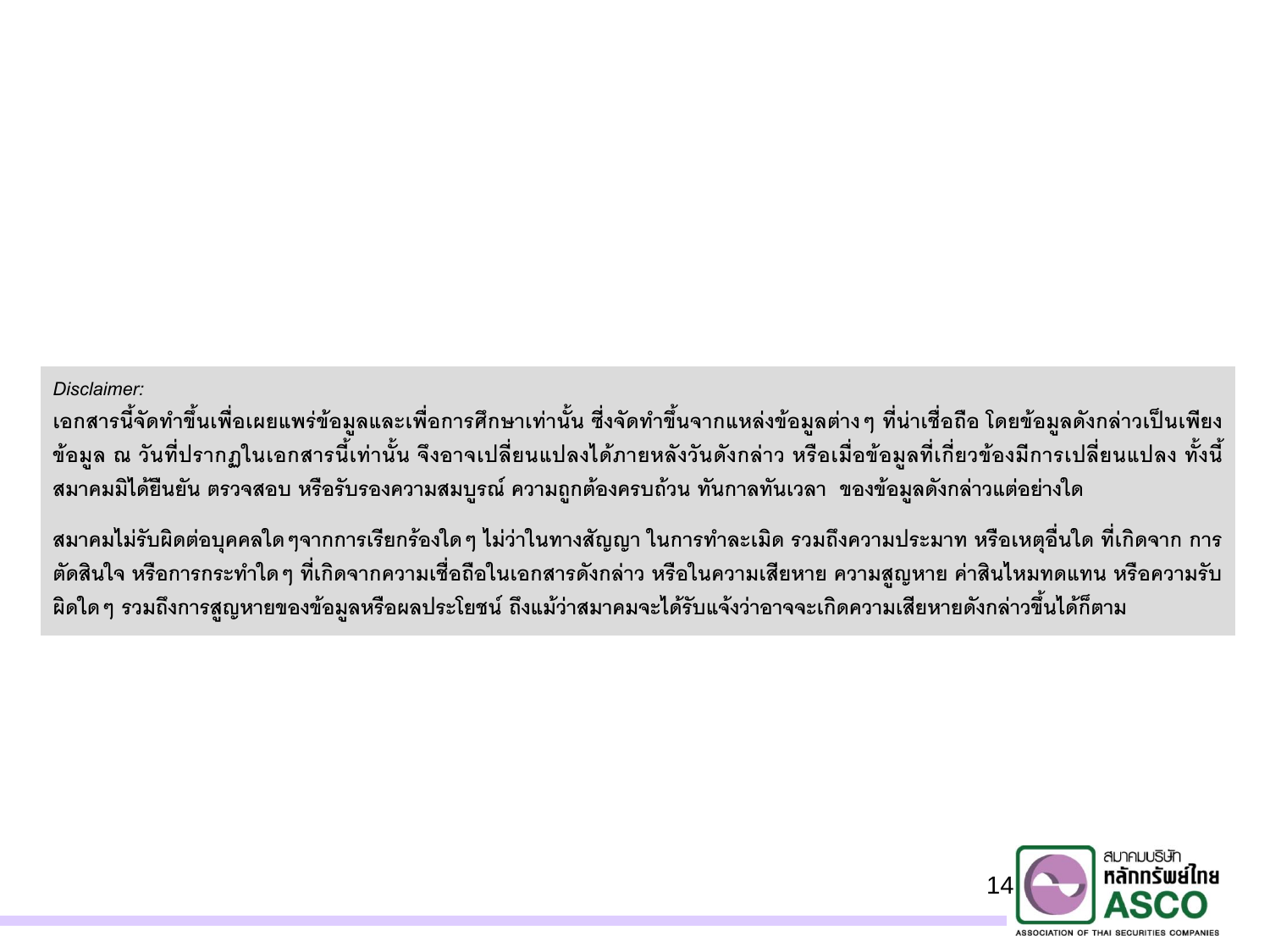*Disclaimer:*

**เอกสารนี้จัดทำขึ้นเพื่อเผยแพร่ข้อมูลและเพื่อการศึกษาเท่านั้น ซึ่งจัดทำขึ้นจากแหล่งข้อมูลต่างๆ ที่น่าเชื่อถือ โดยข้อมูลดังกล่าวเป็นเพียงข้อมูล ณ วันที่ปรากฏในเอกสารนี้เท่านั้น จึงอาจเปลี่ยนแปลงได้ภายหลังวันดังกล่าว หรือเมื่อข้อมูลที่เกี่ยวข้องมีการเปลี่ยนแปลง ทั้งนี้ สมาคมมิได้ยืนยัน ตรวจสอบ หรือรับรองความสมบูรณ์ ความถูกต้องครบถ้วน ทันกาลทันเวลา ของข้อมูลดังกล่าวแต่อย่างใด**

**สมาคมไม่รับผิดต่อบุคคลใดๆจากการเรียกร้องใดๆ ไม่ว่าในทางสัญญา ในการทำละเมิด รวมถึงความประมาท หรือเหตุอื่นใด ที่เกิดจาก การตัดสินใจ หรือการกระทำใดๆ ที่เกิดจากความเชื่อถือในเอกสารดังกล่าว หรือในความเสียหาย ความสูญหาย ค่าสินไหมทดแทน หรือความรับผิดใดๆ รวมถึงการสูญหายของข้อมูลหรือผลประโยชน์ ถึงแม้ว่าสมาคมจะได้รับแจ้งว่าอาจจะเกิดความเสียหายดังกล่าวขึ้นได้ก็ตาม**

สมาคมบริษัทหลักทรัพย์ไทย ASCO

ASSOCIATION OF THAI SECURITIES COMPANIES